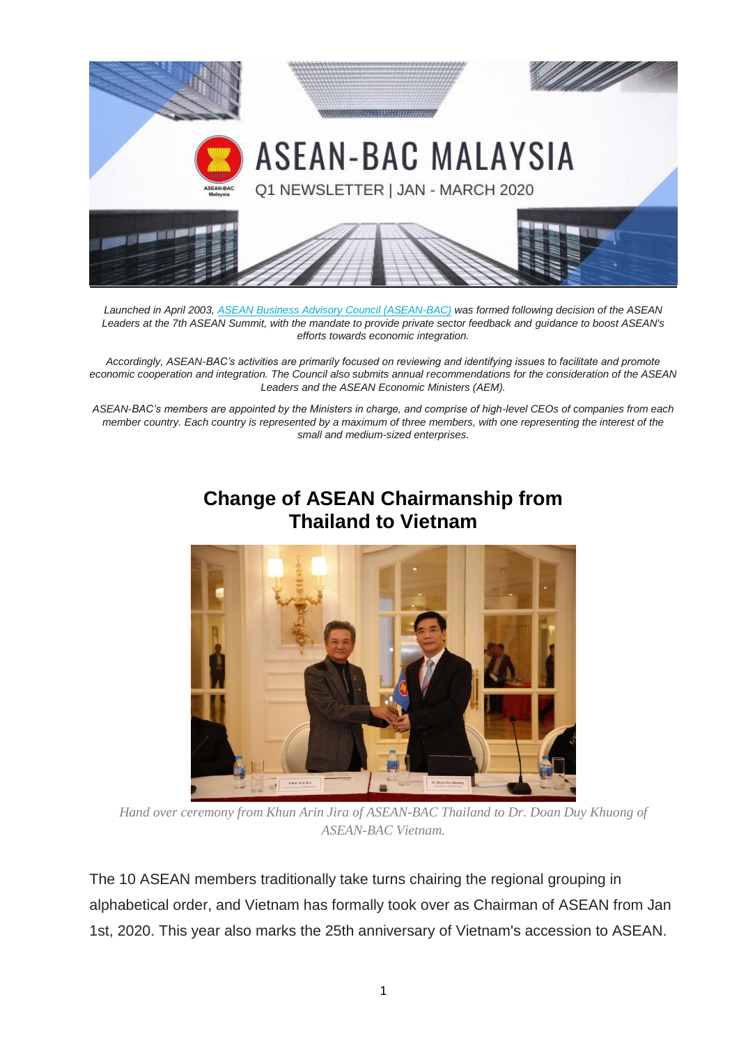# ASEAN-BAC MALAYSIA

Q1 NEWSLETTER | JAN - MARCH 2020

*Launched in April 2003, [ASEAN Business Advisory Council (ASEAN-BAC)] was formed following decision of the ASEAN Leaders at the 7th ASEAN Summit, with the mandate to provide private sector feedback and guidance to boost ASEAN's efforts towards economic integration.*

*Accordingly, ASEAN-BAC's activities are primarily focused on reviewing and identifying issues to facilitate and promote economic cooperation and integration. The Council also submits annual recommendations for the consideration of the ASEAN Leaders and the ASEAN Economic Ministers (AEM).*

*ASEAN-BAC's members are appointed by the Ministers in charge, and comprise of high-level CEOs of companies from each member country. Each country is represented by a maximum of three members, with one representing the interest of the small and medium-sized enterprises.*

## Change of ASEAN Chairmanship from Thailand to Vietnam

*Hand over ceremony from Khun Arin Jira of ASEAN-BAC Thailand to Dr. Doan Duy Khuong of ASEAN-BAC Vietnam.*

The 10 ASEAN members traditionally take turns chairing the regional grouping in alphabetical order, and Vietnam has formally took over as Chairman of ASEAN from Jan 1st, 2020. This year also marks the 25th anniversary of Vietnam's accession to ASEAN.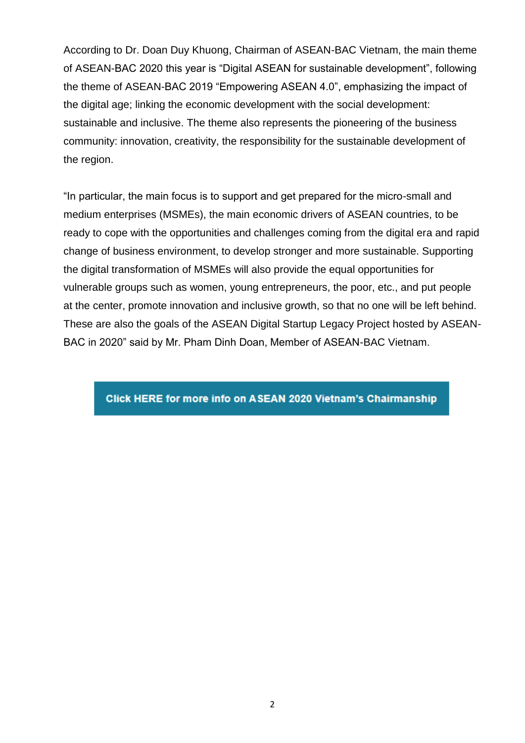According to Dr. Doan Duy Khuong, Chairman of ASEAN-BAC Vietnam, the main theme of ASEAN-BAC 2020 this year is "Digital ASEAN for sustainable development", following the theme of ASEAN-BAC 2019 "Empowering ASEAN 4.0", emphasizing the impact of the digital age; linking the economic development with the social development: sustainable and inclusive. The theme also represents the pioneering of the business community: innovation, creativity, the responsibility for the sustainable development of the region.

"In particular, the main focus is to support and get prepared for the micro-small and medium enterprises (MSMEs), the main economic drivers of ASEAN countries, to be ready to cope with the opportunities and challenges coming from the digital era and rapid change of business environment, to develop stronger and more sustainable. Supporting the digital transformation of MSMEs will also provide the equal opportunities for vulnerable groups such as women, young entrepreneurs, the poor, etc., and put people at the center, promote innovation and inclusive growth, so that no one will be left behind. These are also the goals of the ASEAN Digital Startup Legacy Project hosted by ASEAN-BAC in 2020" said by Mr. Pham Dinh Doan, Member of ASEAN-BAC Vietnam.

**Click HERE for more info on ASEAN 2020 Vietnam's Chairmanship**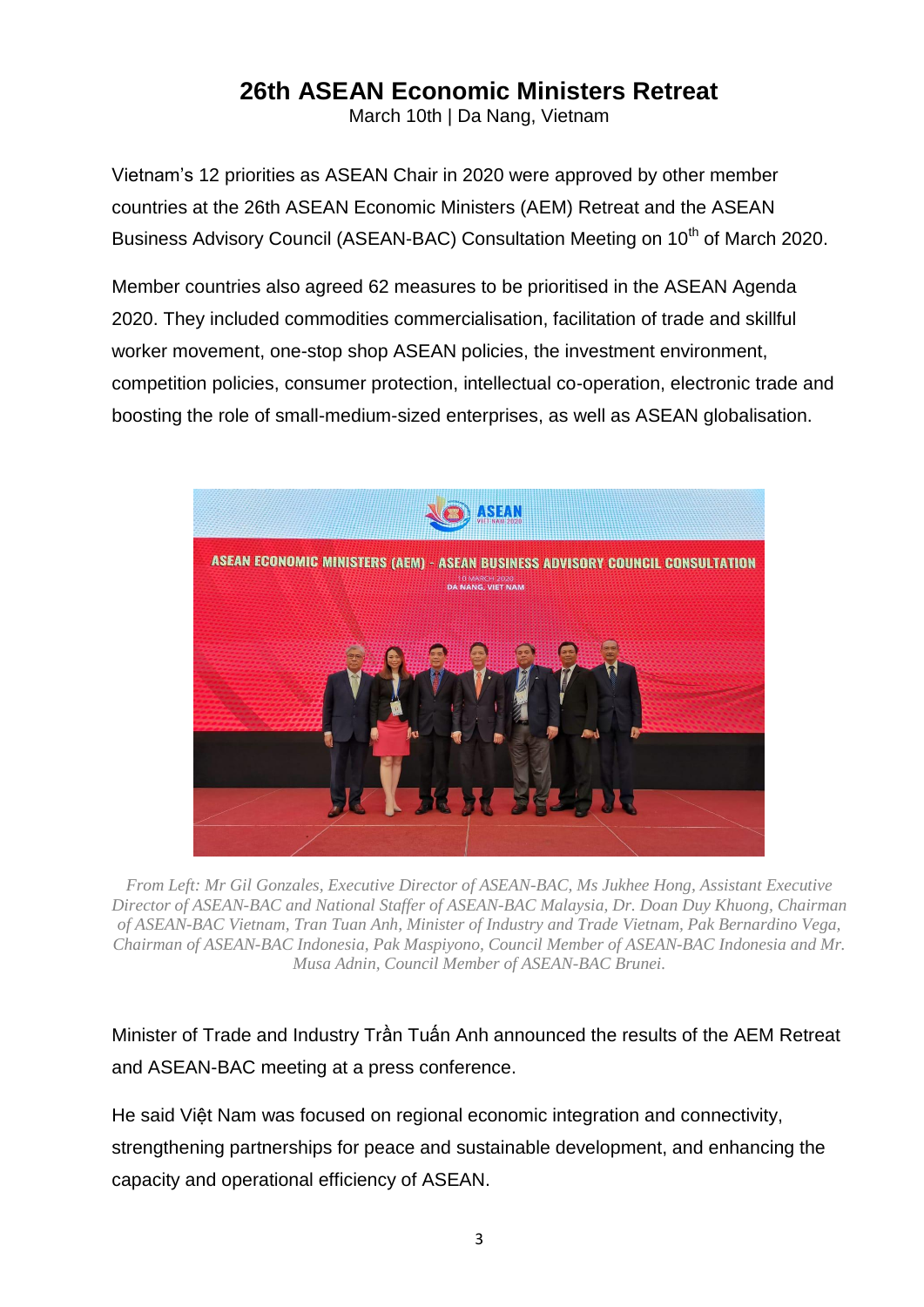# 26th ASEAN Economic Ministers Retreat

March 10th | Da Nang, Vietnam

Vietnam's 12 priorities as ASEAN Chair in 2020 were approved by other member countries at the 26th ASEAN Economic Ministers (AEM) Retreat and the ASEAN Business Advisory Council (ASEAN-BAC) Consultation Meeting on 10th of March 2020.

Member countries also agreed 62 measures to be prioritised in the ASEAN Agenda 2020. They included commodities commercialisation, facilitation of trade and skillful worker movement, one-stop shop ASEAN policies, the investment environment, competition policies, consumer protection, intellectual co-operation, electronic trade and boosting the role of small-medium-sized enterprises, as well as ASEAN globalisation.

*From Left: Mr Gil Gonzales, Executive Director of ASEAN-BAC, Ms Jukhee Hong, Assistant Executive Director of ASEAN-BAC and National Staffer of ASEAN-BAC Malaysia, Dr. Doan Duy Khuong, Chairman of ASEAN-BAC Vietnam, Tran Tuan Anh, Minister of Industry and Trade Vietnam, Pak Bernardino Vega, Chairman of ASEAN-BAC Indonesia, Pak Maspiyono, Council Member of ASEAN-BAC Indonesia and Mr. Musa Adnin, Council Member of ASEAN-BAC Brunei.*

Minister of Trade and Industry Trần Tuấn Anh announced the results of the AEM Retreat and ASEAN-BAC meeting at a press conference.

He said Việt Nam was focused on regional economic integration and connectivity, strengthening partnerships for peace and sustainable development, and enhancing the capacity and operational efficiency of ASEAN.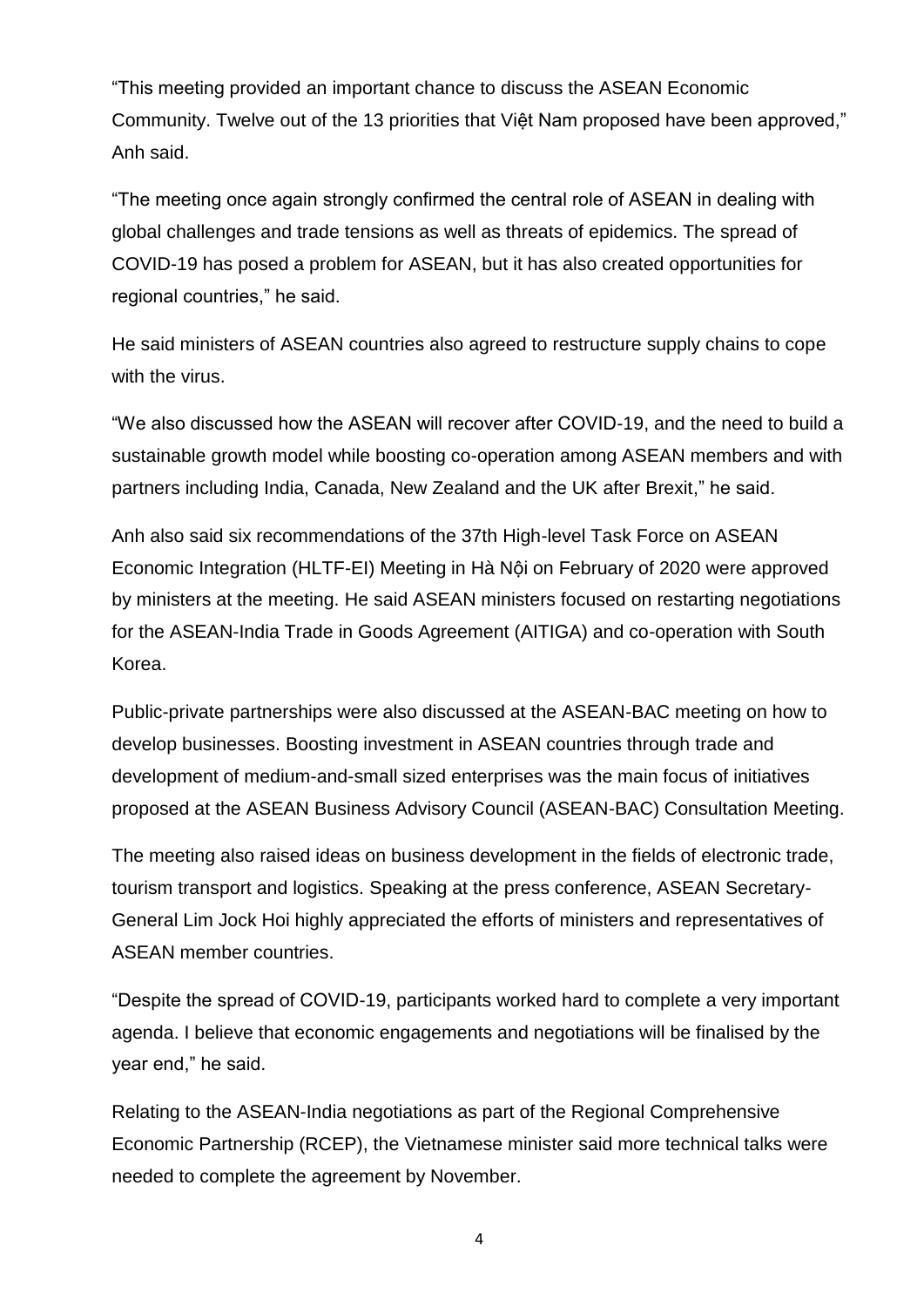"This meeting provided an important chance to discuss the ASEAN Economic Community. Twelve out of the 13 priorities that Việt Nam proposed have been approved," Anh said.

"The meeting once again strongly confirmed the central role of ASEAN in dealing with global challenges and trade tensions as well as threats of epidemics. The spread of COVID-19 has posed a problem for ASEAN, but it has also created opportunities for regional countries," he said.

He said ministers of ASEAN countries also agreed to restructure supply chains to cope with the virus.

"We also discussed how the ASEAN will recover after COVID-19, and the need to build a sustainable growth model while boosting co-operation among ASEAN members and with partners including India, Canada, New Zealand and the UK after Brexit," he said.

Anh also said six recommendations of the 37th High-level Task Force on ASEAN Economic Integration (HLTF-EI) Meeting in Hà Nội on February of 2020 were approved by ministers at the meeting. He said ASEAN ministers focused on restarting negotiations for the ASEAN-India Trade in Goods Agreement (AITIGA) and co-operation with South Korea.

Public-private partnerships were also discussed at the ASEAN-BAC meeting on how to develop businesses. Boosting investment in ASEAN countries through trade and development of medium-and-small sized enterprises was the main focus of initiatives proposed at the ASEAN Business Advisory Council (ASEAN-BAC) Consultation Meeting.

The meeting also raised ideas on business development in the fields of electronic trade, tourism transport and logistics. Speaking at the press conference, ASEAN Secretary-General Lim Jock Hoi highly appreciated the efforts of ministers and representatives of ASEAN member countries.

"Despite the spread of COVID-19, participants worked hard to complete a very important agenda. I believe that economic engagements and negotiations will be finalised by the year end," he said.

Relating to the ASEAN-India negotiations as part of the Regional Comprehensive Economic Partnership (RCEP), the Vietnamese minister said more technical talks were needed to complete the agreement by November.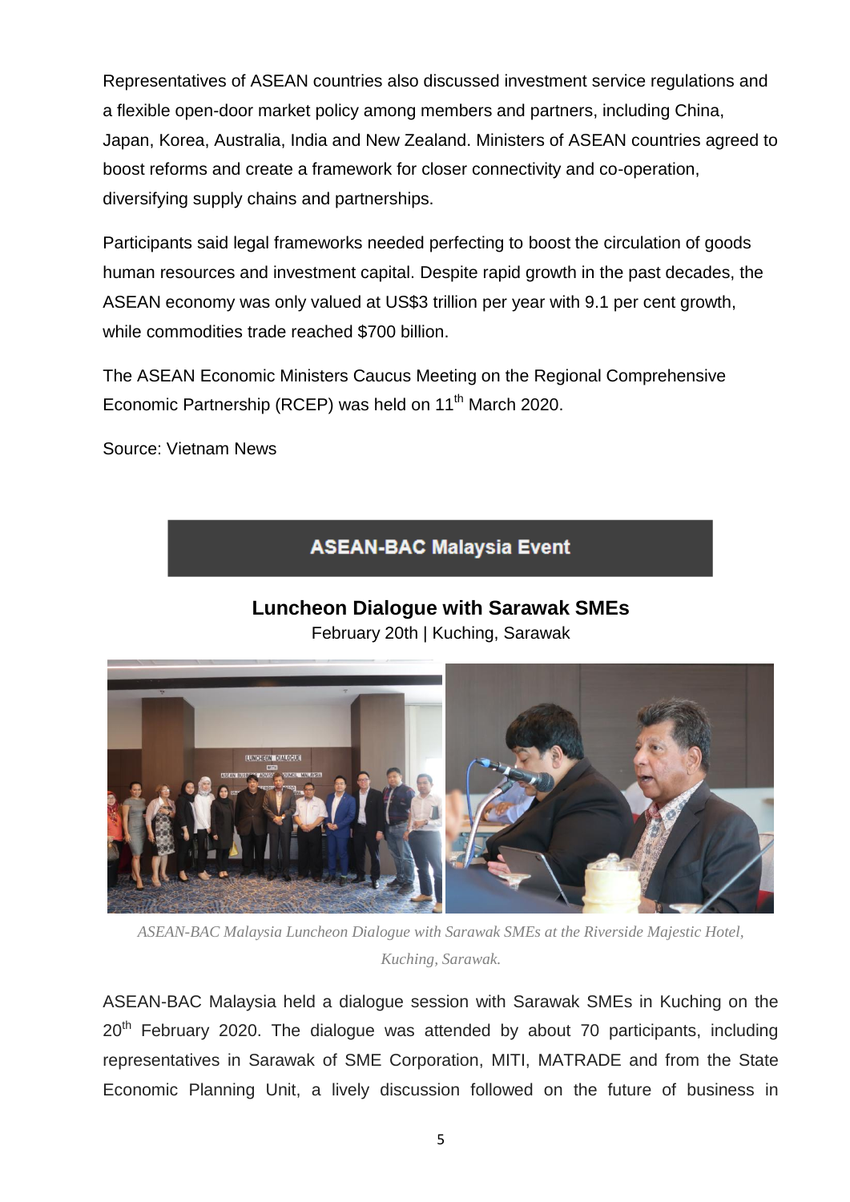Representatives of ASEAN countries also discussed investment service regulations and a flexible open-door market policy among members and partners, including China, Japan, Korea, Australia, India and New Zealand. Ministers of ASEAN countries agreed to boost reforms and create a framework for closer connectivity and co-operation, diversifying supply chains and partnerships.

Participants said legal frameworks needed perfecting to boost the circulation of goods human resources and investment capital. Despite rapid growth in the past decades, the ASEAN economy was only valued at US$3 trillion per year with 9.1 per cent growth, while commodities trade reached $700 billion.

The ASEAN Economic Ministers Caucus Meeting on the Regional Comprehensive Economic Partnership (RCEP) was held on 11th March 2020.

Source: Vietnam News

## ASEAN-BAC Malaysia Event

### Luncheon Dialogue with Sarawak SMEs

February 20th | Kuching, Sarawak

*ASEAN-BAC Malaysia Luncheon Dialogue with Sarawak SMEs at the Riverside Majestic Hotel, Kuching, Sarawak.*

ASEAN-BAC Malaysia held a dialogue session with Sarawak SMEs in Kuching on the 20th February 2020. The dialogue was attended by about 70 participants, including representatives in Sarawak of SME Corporation, MITI, MATRADE and from the State Economic Planning Unit, a lively discussion followed on the future of business in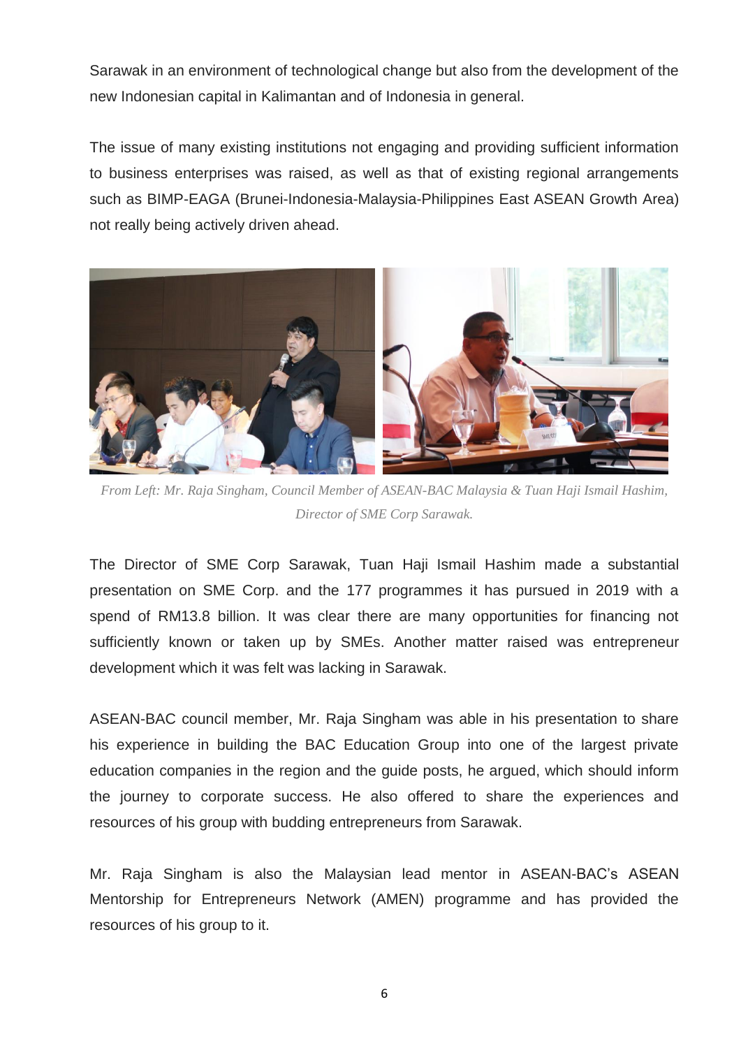Sarawak in an environment of technological change but also from the development of the new Indonesian capital in Kalimantan and of Indonesia in general.

The issue of many existing institutions not engaging and providing sufficient information to business enterprises was raised, as well as that of existing regional arrangements such as BIMP-EAGA (Brunei-Indonesia-Malaysia-Philippines East ASEAN Growth Area) not really being actively driven ahead.

*From Left: Mr. Raja Singham, Council Member of ASEAN-BAC Malaysia & Tuan Haji Ismail Hashim, Director of SME Corp Sarawak.*

The Director of SME Corp Sarawak, Tuan Haji Ismail Hashim made a substantial presentation on SME Corp. and the 177 programmes it has pursued in 2019 with a spend of RM13.8 billion. It was clear there are many opportunities for financing not sufficiently known or taken up by SMEs. Another matter raised was entrepreneur development which it was felt was lacking in Sarawak.

ASEAN-BAC council member, Mr. Raja Singham was able in his presentation to share his experience in building the BAC Education Group into one of the largest private education companies in the region and the guide posts, he argued, which should inform the journey to corporate success. He also offered to share the experiences and resources of his group with budding entrepreneurs from Sarawak.

Mr. Raja Singham is also the Malaysian lead mentor in ASEAN-BAC's ASEAN Mentorship for Entrepreneurs Network (AMEN) programme and has provided the resources of his group to it.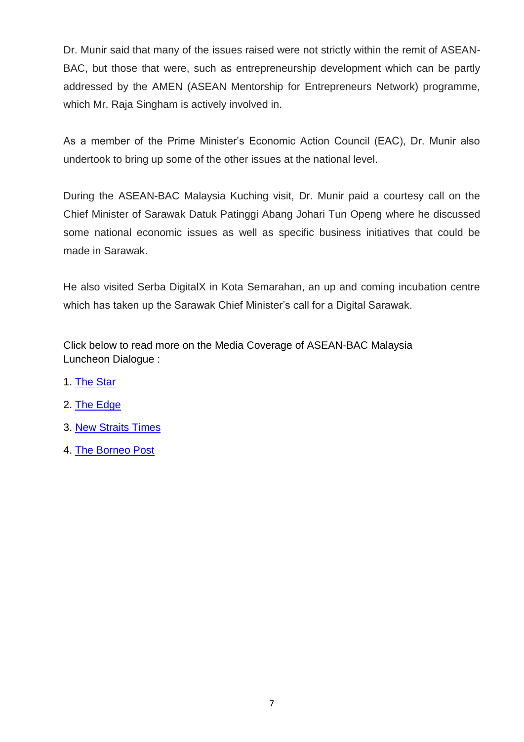Dr. Munir said that many of the issues raised were not strictly within the remit of ASEAN-BAC, but those that were, such as entrepreneurship development which can be partly addressed by the AMEN (ASEAN Mentorship for Entrepreneurs Network) programme, which Mr. Raja Singham is actively involved in.

As a member of the Prime Minister's Economic Action Council (EAC), Dr. Munir also undertook to bring up some of the other issues at the national level.

During the ASEAN-BAC Malaysia Kuching visit, Dr. Munir paid a courtesy call on the Chief Minister of Sarawak Datuk Patinggi Abang Johari Tun Openg where he discussed some national economic issues as well as specific business initiatives that could be made in Sarawak.

He also visited Serba DigitalX in Kota Semarahan, an up and coming incubation centre which has taken up the Sarawak Chief Minister's call for a Digital Sarawak.

Click below to read more on the Media Coverage of ASEAN-BAC Malaysia Luncheon Dialogue :

1. The Star
2. The Edge
3. New Straits Times
4. The Borneo Post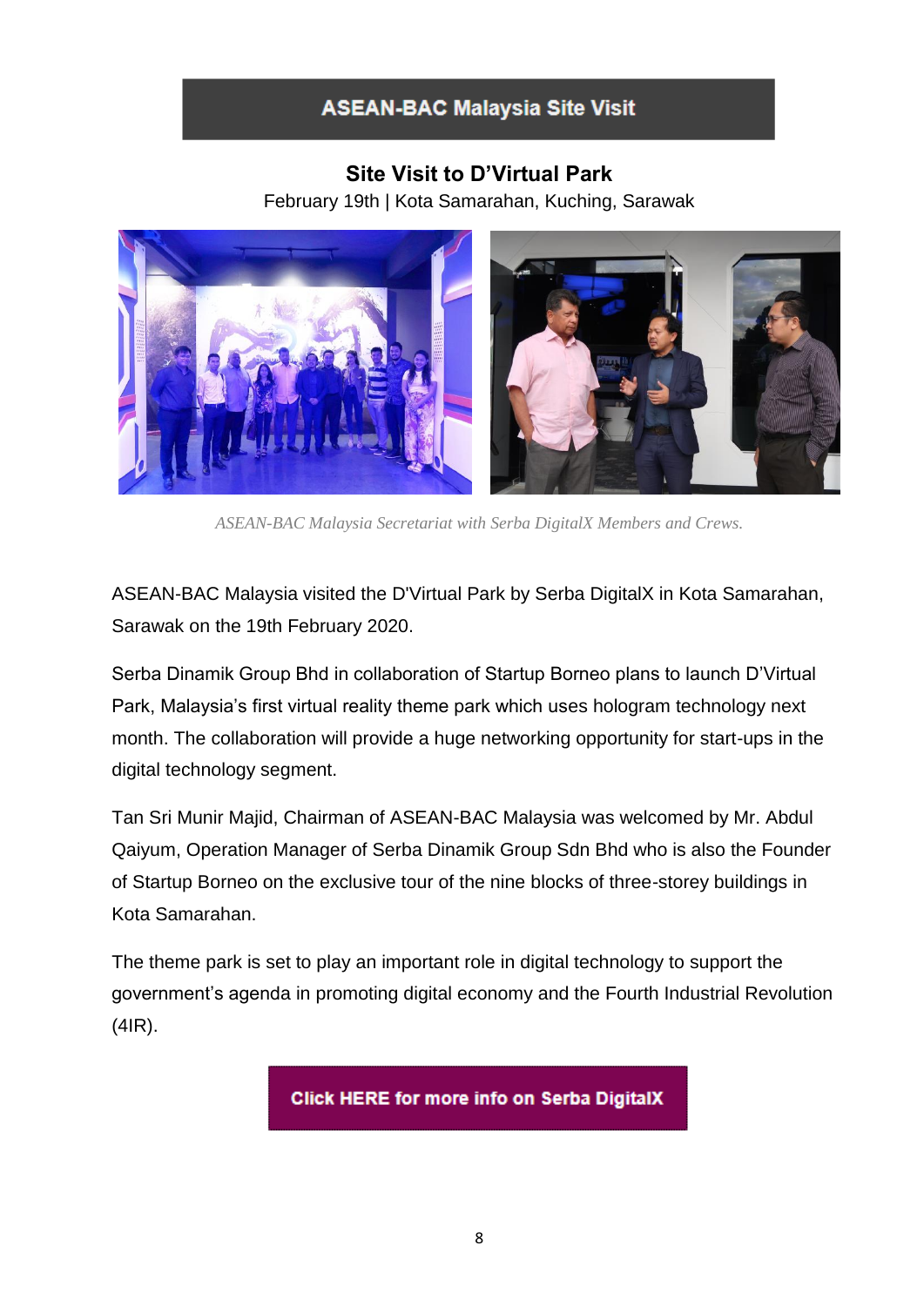## ASEAN-BAC Malaysia Site Visit

### Site Visit to D'Virtual Park

February 19th | Kota Samarahan, Kuching, Sarawak

*ASEAN-BAC Malaysia Secretariat with Serba DigitalX Members and Crews.*

ASEAN-BAC Malaysia visited the D'Virtual Park by Serba DigitalX in Kota Samarahan, Sarawak on the 19th February 2020.

Serba Dinamik Group Bhd in collaboration of Startup Borneo plans to launch D'Virtual Park, Malaysia's first virtual reality theme park which uses hologram technology next month. The collaboration will provide a huge networking opportunity for start-ups in the digital technology segment.

Tan Sri Munir Majid, Chairman of ASEAN-BAC Malaysia was welcomed by Mr. Abdul Qaiyum, Operation Manager of Serba Dinamik Group Sdn Bhd who is also the Founder of Startup Borneo on the exclusive tour of the nine blocks of three-storey buildings in Kota Samarahan.

The theme park is set to play an important role in digital technology to support the government's agenda in promoting digital economy and the Fourth Industrial Revolution (4IR).

**Click HERE for more info on Serba DigitalX**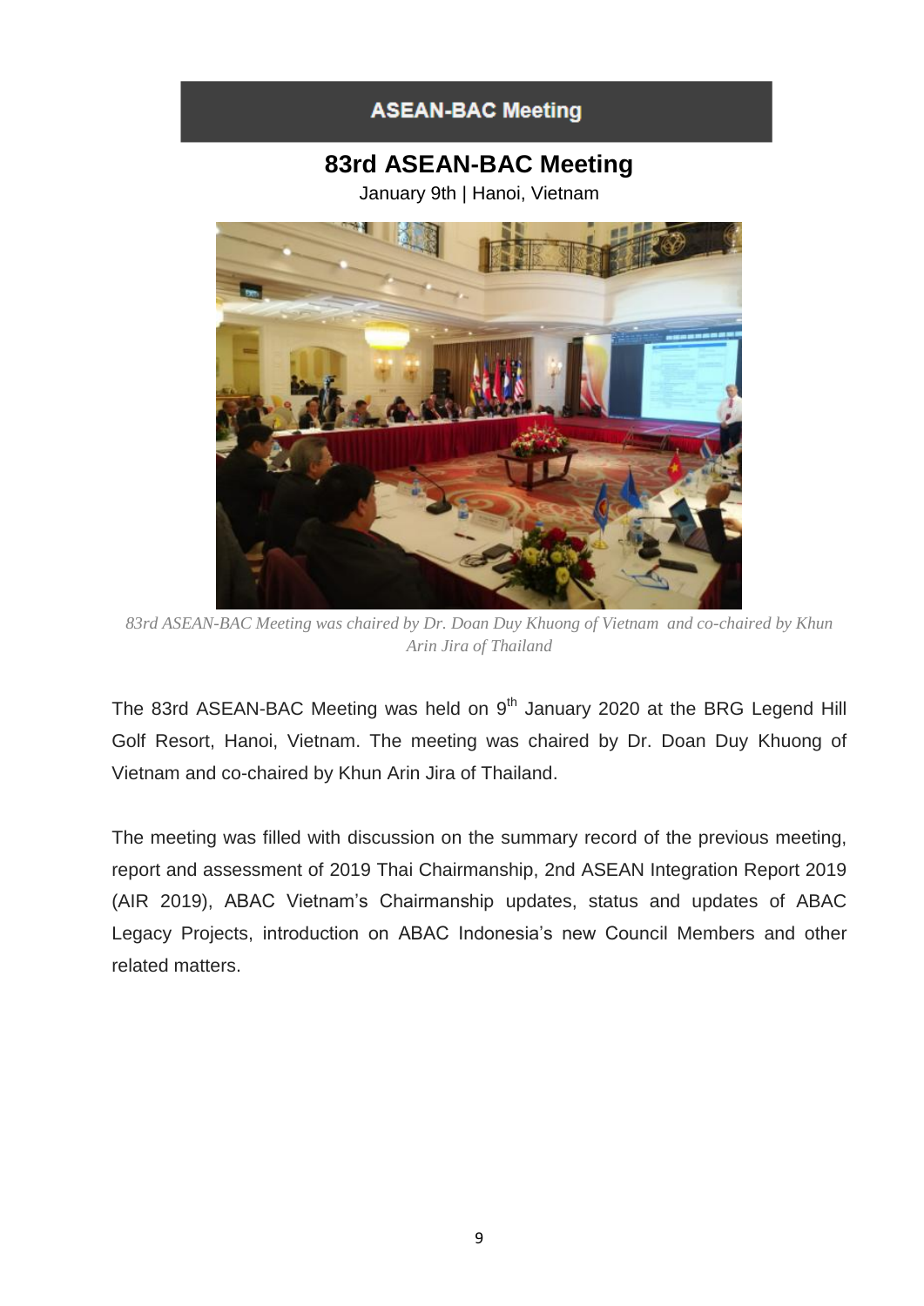## ASEAN-BAC Meeting

# 83rd ASEAN-BAC Meeting

January 9th | Hanoi, Vietnam

*83rd ASEAN-BAC Meeting was chaired by Dr. Doan Duy Khuong of Vietnam and co-chaired by Khun Arin Jira of Thailand*

The 83rd ASEAN-BAC Meeting was held on 9th January 2020 at the BRG Legend Hill Golf Resort, Hanoi, Vietnam. The meeting was chaired by Dr. Doan Duy Khuong of Vietnam and co-chaired by Khun Arin Jira of Thailand.

The meeting was filled with discussion on the summary record of the previous meeting, report and assessment of 2019 Thai Chairmanship, 2nd ASEAN Integration Report 2019 (AIR 2019), ABAC Vietnam's Chairmanship updates, status and updates of ABAC Legacy Projects, introduction on ABAC Indonesia's new Council Members and other related matters.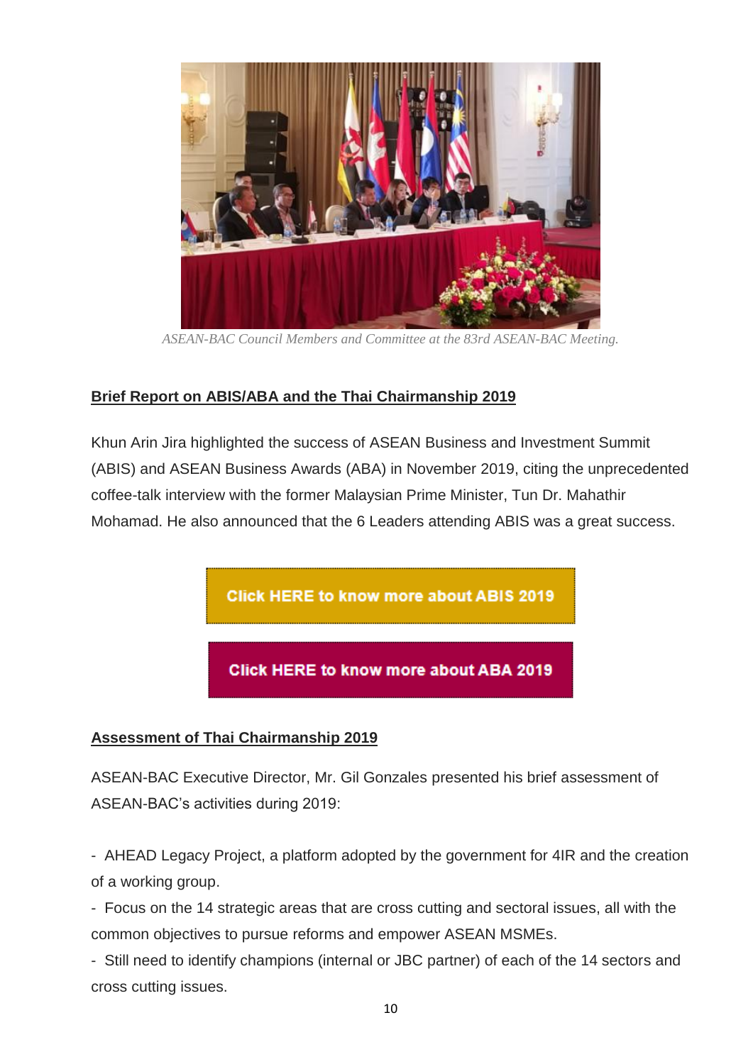*ASEAN-BAC Council Members and Committee at the 83rd ASEAN-BAC Meeting.*

## Brief Report on ABIS/ABA and the Thai Chairmanship 2019

Khun Arin Jira highlighted the success of ASEAN Business and Investment Summit (ABIS) and ASEAN Business Awards (ABA) in November 2019, citing the unprecedented coffee-talk interview with the former Malaysian Prime Minister, Tun Dr. Mahathir Mohamad. He also announced that the 6 Leaders attending ABIS was a great success.

Click HERE to know more about ABIS 2019

Click HERE to know more about ABA 2019

## Assessment of Thai Chairmanship 2019

ASEAN-BAC Executive Director, Mr. Gil Gonzales presented his brief assessment of ASEAN-BAC's activities during 2019:

- AHEAD Legacy Project, a platform adopted by the government for 4IR and the creation of a working group.
- Focus on the 14 strategic areas that are cross cutting and sectoral issues, all with the common objectives to pursue reforms and empower ASEAN MSMEs.
- Still need to identify champions (internal or JBC partner) of each of the 14 sectors and cross cutting issues.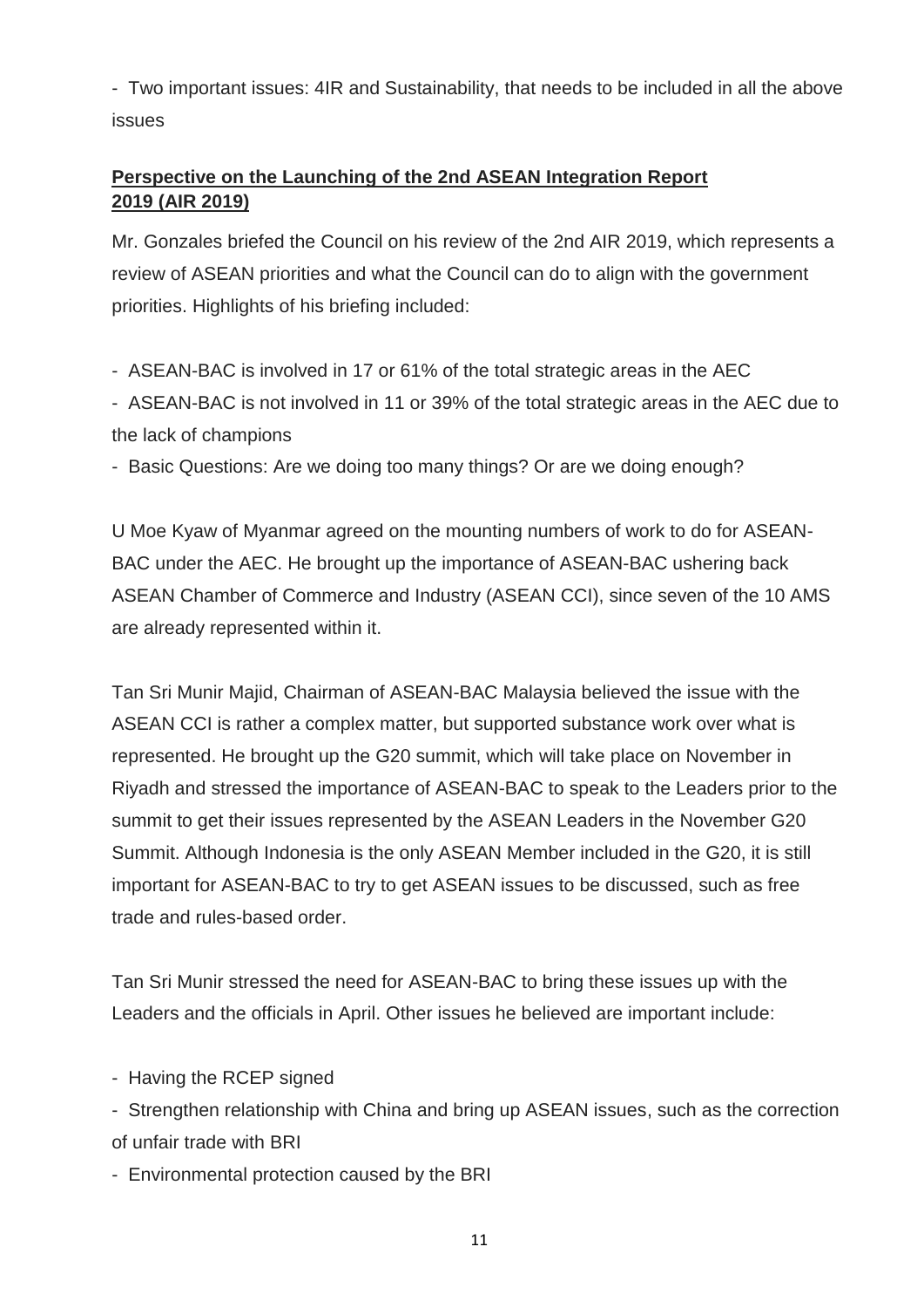- Two important issues: 4IR and Sustainability, that needs to be included in all the above issues

**Perspective on the Launching of the 2nd ASEAN Integration Report 2019 (AIR 2019)**

Mr. Gonzales briefed the Council on his review of the 2nd AIR 2019, which represents a review of ASEAN priorities and what the Council can do to align with the government priorities. Highlights of his briefing included:

- ASEAN-BAC is involved in 17 or 61% of the total strategic areas in the AEC
- ASEAN-BAC is not involved in 11 or 39% of the total strategic areas in the AEC due to the lack of champions
- Basic Questions: Are we doing too many things? Or are we doing enough?

U Moe Kyaw of Myanmar agreed on the mounting numbers of work to do for ASEAN-BAC under the AEC. He brought up the importance of ASEAN-BAC ushering back ASEAN Chamber of Commerce and Industry (ASEAN CCI), since seven of the 10 AMS are already represented within it.

Tan Sri Munir Majid, Chairman of ASEAN-BAC Malaysia believed the issue with the ASEAN CCI is rather a complex matter, but supported substance work over what is represented. He brought up the G20 summit, which will take place on November in Riyadh and stressed the importance of ASEAN-BAC to speak to the Leaders prior to the summit to get their issues represented by the ASEAN Leaders in the November G20 Summit. Although Indonesia is the only ASEAN Member included in the G20, it is still important for ASEAN-BAC to try to get ASEAN issues to be discussed, such as free trade and rules-based order.

Tan Sri Munir stressed the need for ASEAN-BAC to bring these issues up with the Leaders and the officials in April. Other issues he believed are important include:

- Having the RCEP signed
- Strengthen relationship with China and bring up ASEAN issues, such as the correction of unfair trade with BRI
- Environmental protection caused by the BRI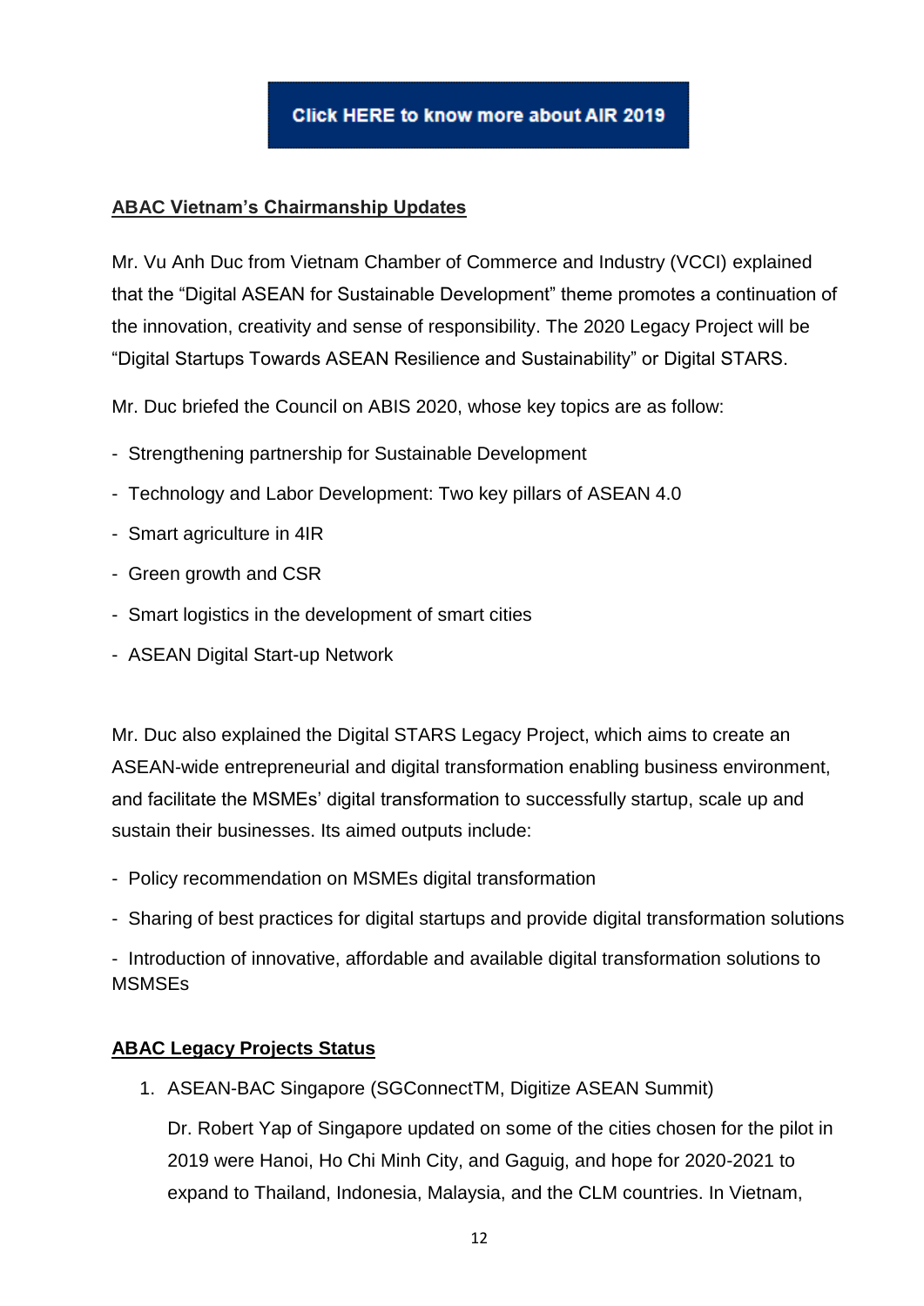**Click HERE to know more about AIR 2019**

**ABAC Vietnam's Chairmanship Updates**

Mr. Vu Anh Duc from Vietnam Chamber of Commerce and Industry (VCCI) explained that the "Digital ASEAN for Sustainable Development" theme promotes a continuation of the innovation, creativity and sense of responsibility. The 2020 Legacy Project will be "Digital Startups Towards ASEAN Resilience and Sustainability" or Digital STARS.

Mr. Duc briefed the Council on ABIS 2020, whose key topics are as follow:

- Strengthening partnership for Sustainable Development
- Technology and Labor Development: Two key pillars of ASEAN 4.0
- Smart agriculture in 4IR
- Green growth and CSR
- Smart logistics in the development of smart cities
- ASEAN Digital Start-up Network

Mr. Duc also explained the Digital STARS Legacy Project, which aims to create an ASEAN-wide entrepreneurial and digital transformation enabling business environment, and facilitate the MSMEs' digital transformation to successfully startup, scale up and sustain their businesses. Its aimed outputs include:

- Policy recommendation on MSMEs digital transformation
- Sharing of best practices for digital startups and provide digital transformation solutions
- Introduction of innovative, affordable and available digital transformation solutions to MSMSEs

**ABAC Legacy Projects Status**

1. ASEAN-BAC Singapore (SGConnectTM, Digitize ASEAN Summit)

   Dr. Robert Yap of Singapore updated on some of the cities chosen for the pilot in 2019 were Hanoi, Ho Chi Minh City, and Gaguig, and hope for 2020-2021 to expand to Thailand, Indonesia, Malaysia, and the CLM countries. In Vietnam,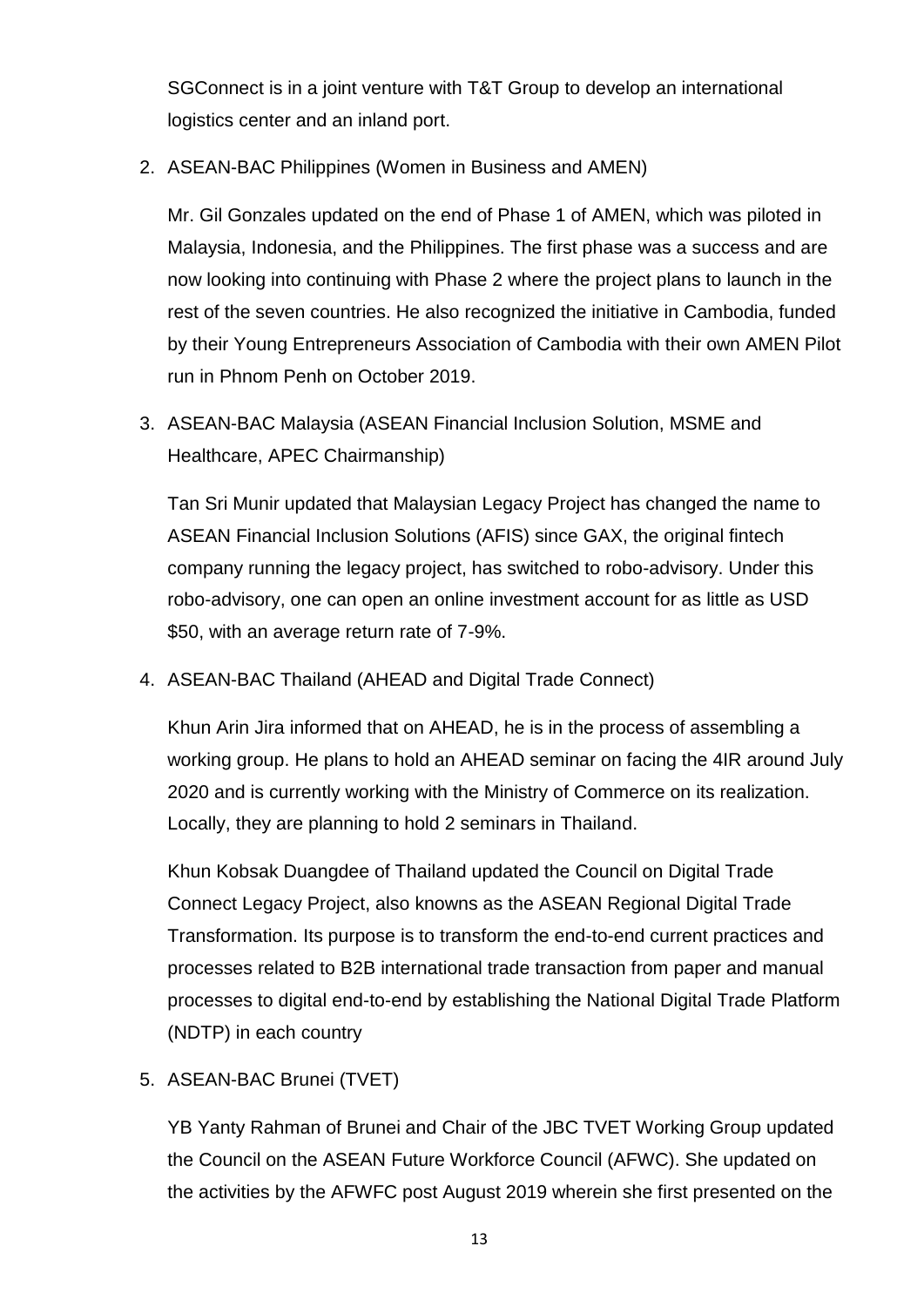SGConnect is in a joint venture with T&T Group to develop an international logistics center and an inland port.

2. ASEAN-BAC Philippines (Women in Business and AMEN)

   Mr. Gil Gonzales updated on the end of Phase 1 of AMEN, which was piloted in Malaysia, Indonesia, and the Philippines. The first phase was a success and are now looking into continuing with Phase 2 where the project plans to launch in the rest of the seven countries. He also recognized the initiative in Cambodia, funded by their Young Entrepreneurs Association of Cambodia with their own AMEN Pilot run in Phnom Penh on October 2019.

3. ASEAN-BAC Malaysia (ASEAN Financial Inclusion Solution, MSME and Healthcare, APEC Chairmanship)

   Tan Sri Munir updated that Malaysian Legacy Project has changed the name to ASEAN Financial Inclusion Solutions (AFIS) since GAX, the original fintech company running the legacy project, has switched to robo-advisory. Under this robo-advisory, one can open an online investment account for as little as USD $50, with an average return rate of 7-9%.

4. ASEAN-BAC Thailand (AHEAD and Digital Trade Connect)

   Khun Arin Jira informed that on AHEAD, he is in the process of assembling a working group. He plans to hold an AHEAD seminar on facing the 4IR around July 2020 and is currently working with the Ministry of Commerce on its realization. Locally, they are planning to hold 2 seminars in Thailand.

   Khun Kobsak Duangdee of Thailand updated the Council on Digital Trade Connect Legacy Project, also knowns as the ASEAN Regional Digital Trade Transformation. Its purpose is to transform the end-to-end current practices and processes related to B2B international trade transaction from paper and manual processes to digital end-to-end by establishing the National Digital Trade Platform (NDTP) in each country

5. ASEAN-BAC Brunei (TVET)

   YB Yanty Rahman of Brunei and Chair of the JBC TVET Working Group updated the Council on the ASEAN Future Workforce Council (AFWC). She updated on the activities by the AFWFC post August 2019 wherein she first presented on the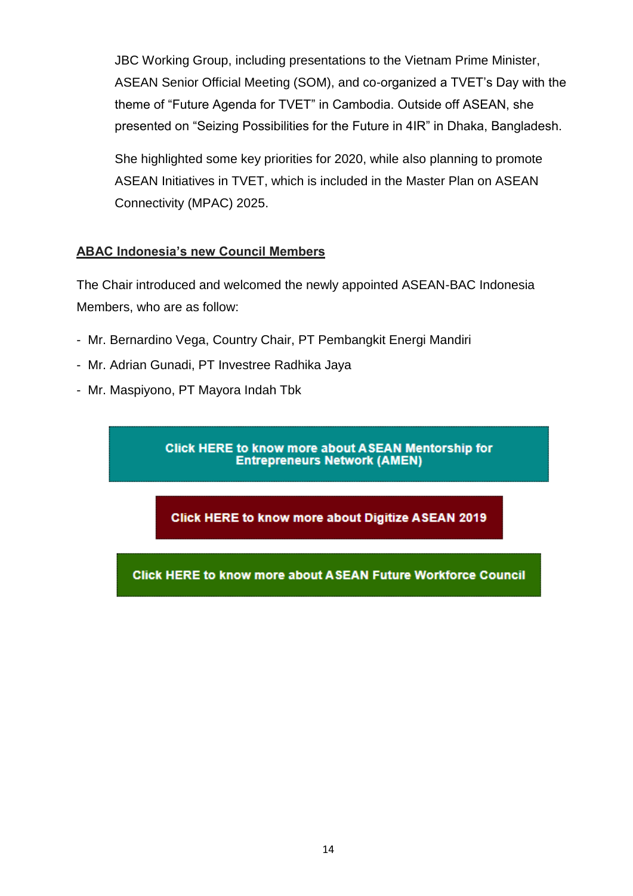JBC Working Group, including presentations to the Vietnam Prime Minister, ASEAN Senior Official Meeting (SOM), and co-organized a TVET's Day with the theme of "Future Agenda for TVET" in Cambodia. Outside off ASEAN, she presented on "Seizing Possibilities for the Future in 4IR" in Dhaka, Bangladesh.

She highlighted some key priorities for 2020, while also planning to promote ASEAN Initiatives in TVET, which is included in the Master Plan on ASEAN Connectivity (MPAC) 2025.

**ABAC Indonesia's new Council Members**

The Chair introduced and welcomed the newly appointed ASEAN-BAC Indonesia Members, who are as follow:

- Mr. Bernardino Vega, Country Chair, PT Pembangkit Energi Mandiri
- Mr. Adrian Gunadi, PT Investree Radhika Jaya
- Mr. Maspiyono, PT Mayora Indah Tbk

**Click HERE to know more about ASEAN Mentorship for Entrepreneurs Network (AMEN)**

**Click HERE to know more about Digitize ASEAN 2019**

**Click HERE to know more about ASEAN Future Workforce Council**